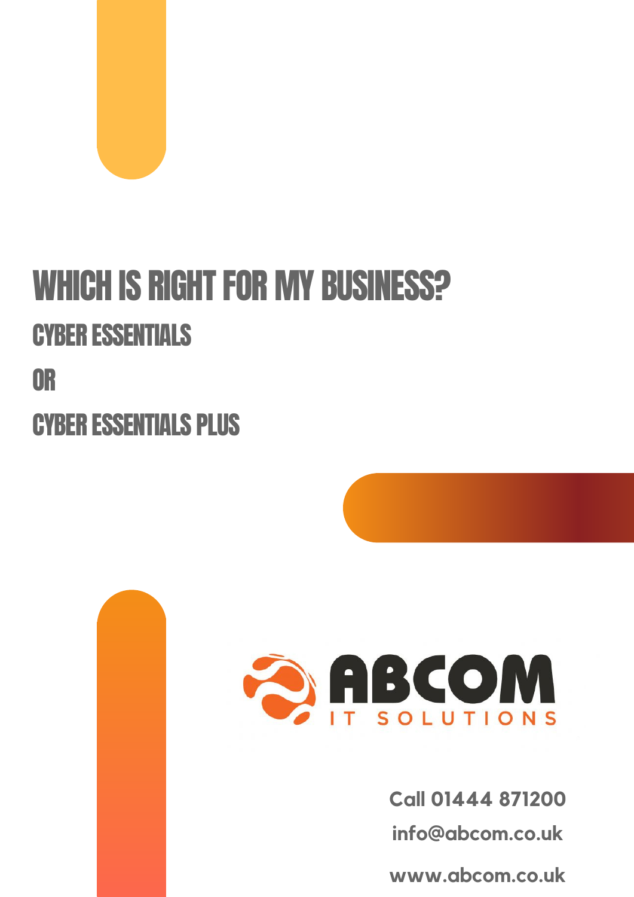# WHICH IS RIGHT FOR MY BUSINESS?

## CYBER ESSENTIALS

## OR

## CYBER ESSENTIALS PLUS

ABCOM IT SOLUTIONS

**Call 01444 871200**

**info@abcom.co.uk**

**www.abcom.co.uk**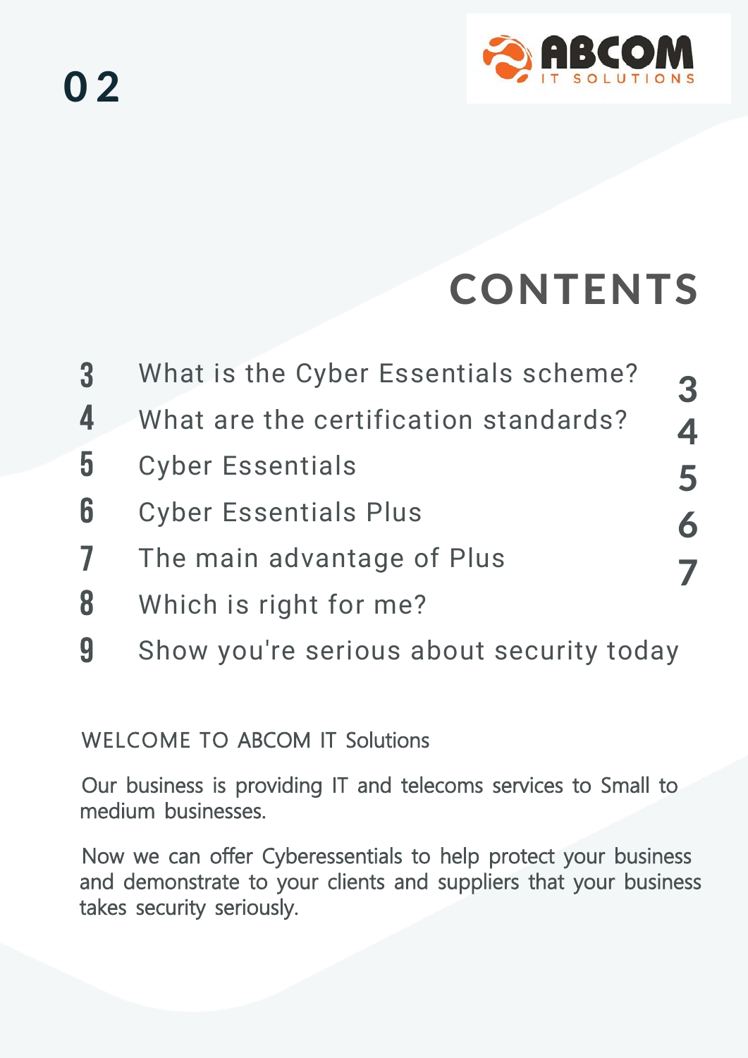# CONTENTS

| | |
|---|---|
| 3 | What is the Cyber Essentials scheme? |
| 4 | What are the certification standards? |
| 5 | Cyber Essentials |
| 6 | Cyber Essentials Plus |
| 7 | The main advantage of Plus |
| 8 | Which is right for me? |
| 9 | Show you're serious about security today |

WELCOME TO ABCOM IT Solutions

Our business is providing IT and telecoms services to Small to medium businesses.

Now we can offer Cyberessentials to help protect your business and demonstrate to your clients and suppliers that your business takes security seriously.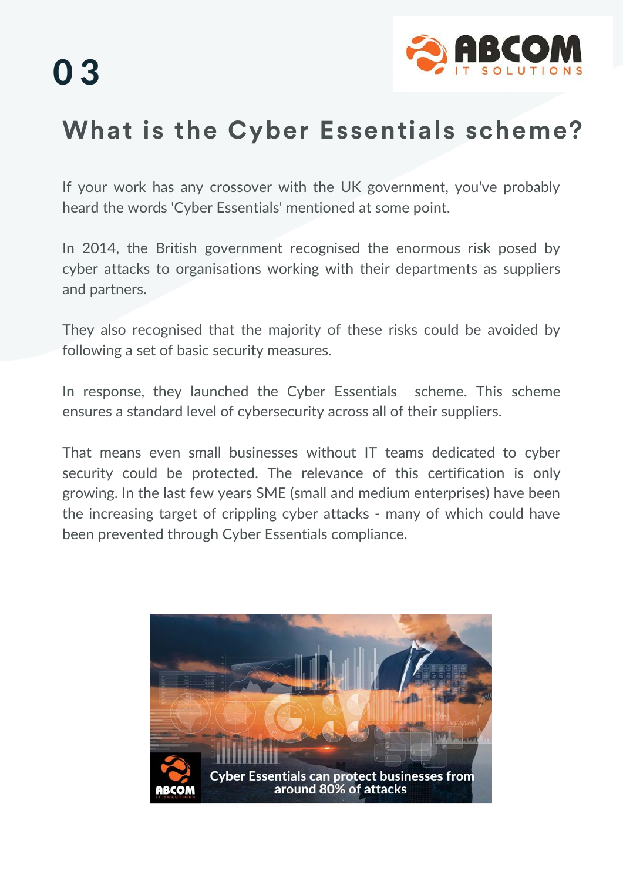# What is the Cyber Essentials scheme?

If your work has any crossover with the UK government, you've probably heard the words 'Cyber Essentials' mentioned at some point.

In 2014, the British government recognised the enormous risk posed by cyber attacks to organisations working with their departments as suppliers and partners.

They also recognised that the majority of these risks could be avoided by following a set of basic security measures.

In response, they launched the Cyber Essentials scheme. This scheme ensures a standard level of cybersecurity across all of their suppliers.

That means even small businesses without IT teams dedicated to cyber security could be protected. The relevance of this certification is only growing. In the last few years SME (small and medium enterprises) have been the increasing target of crippling cyber attacks - many of which could have been prevented through Cyber Essentials compliance.

Cyber Essentials can protect businesses from around 80% of attacks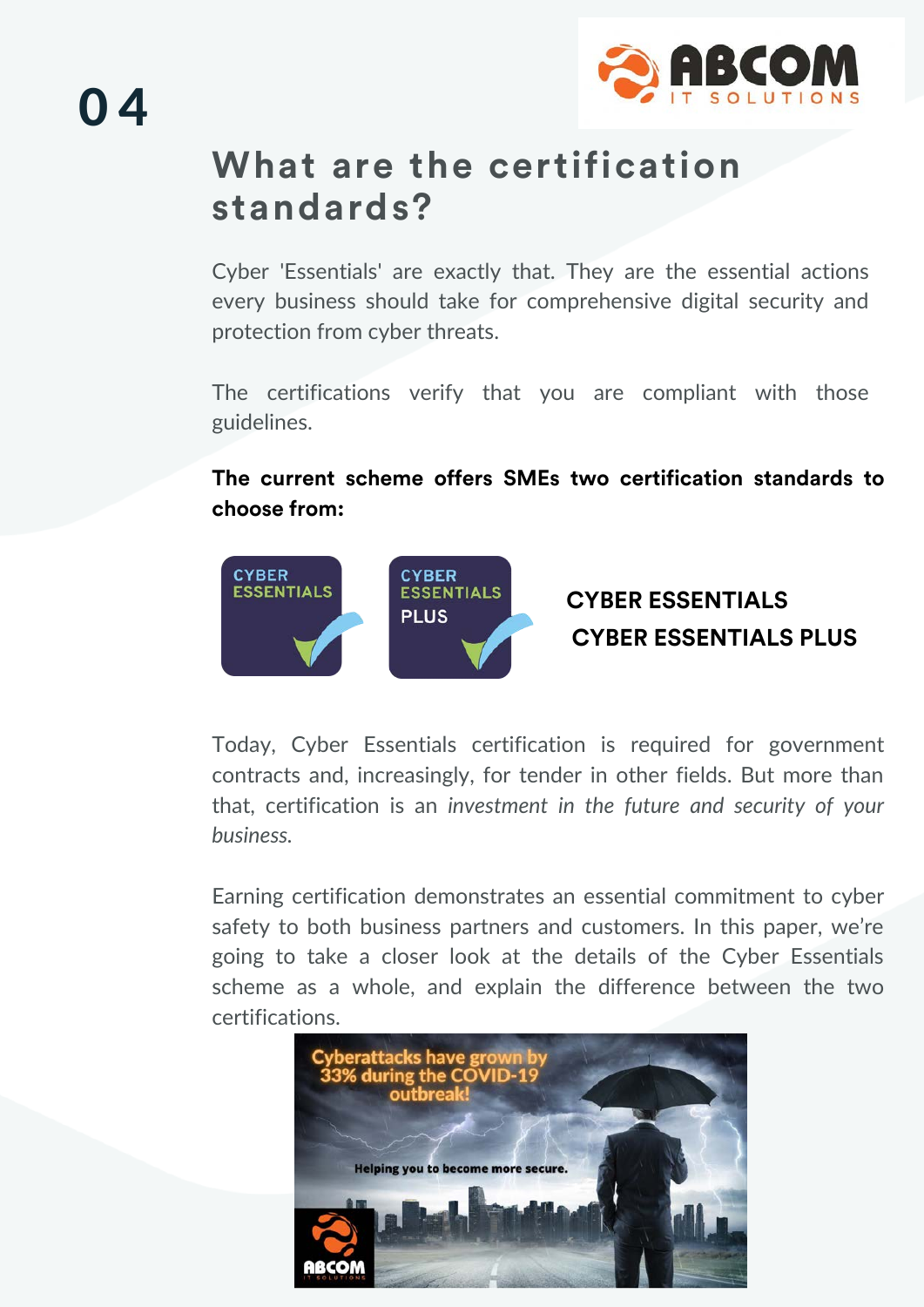04

## What are the certification standards?

Cyber 'Essentials' are exactly that. They are the essential actions every business should take for comprehensive digital security and protection from cyber threats.

The certifications verify that you are compliant with those guidelines.

**The current scheme offers SMEs two certification standards to choose from:**

**CYBER ESSENTIALS**

**CYBER ESSENTIALS PLUS**

Today, Cyber Essentials certification is required for government contracts and, increasingly, for tender in other fields. But more than that, certification is an *investment in the future and security of your business.*

Earning certification demonstrates an essential commitment to cyber safety to both business partners and customers. In this paper, we're going to take a closer look at the details of the Cyber Essentials scheme as a whole, and explain the difference between the two certifications.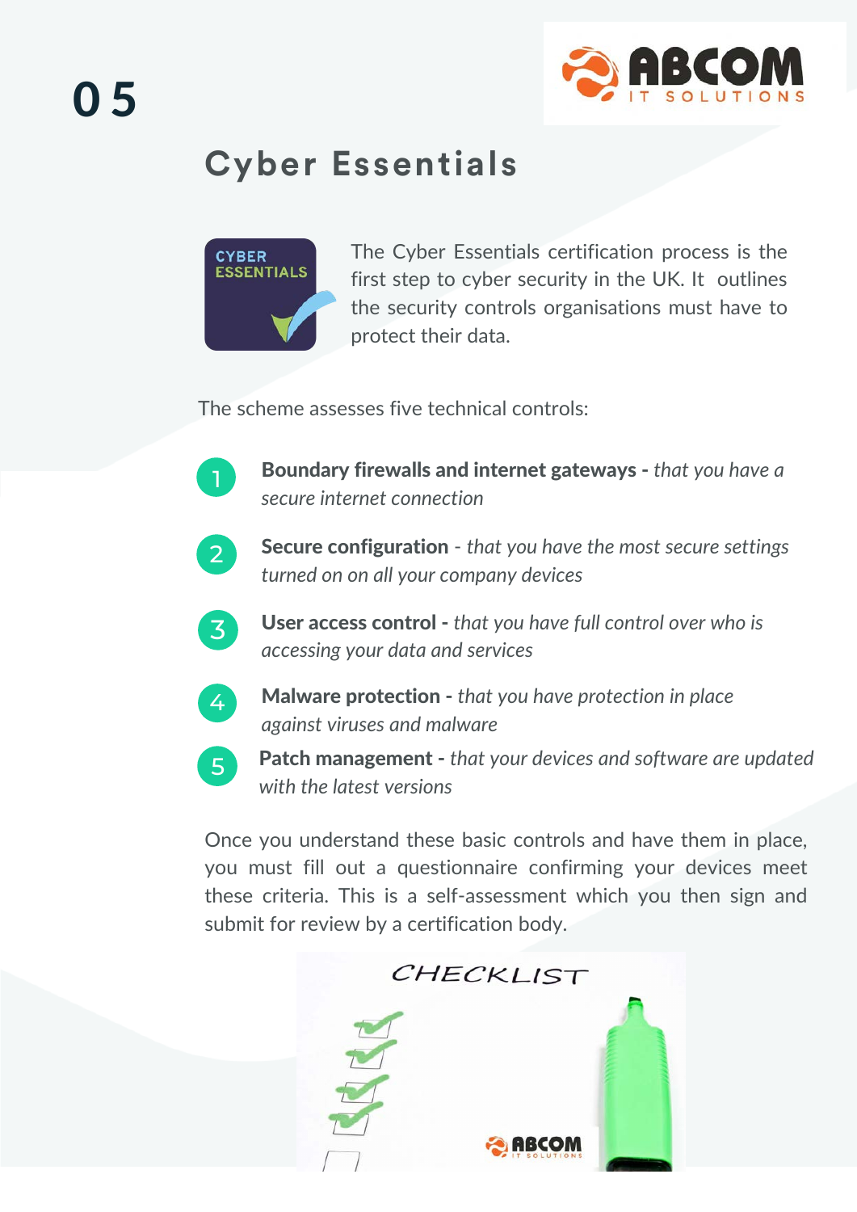05

## Cyber Essentials

The Cyber Essentials certification process is the first step to cyber security in the UK. It outlines the security controls organisations must have to protect their data.

The scheme assesses five technical controls:

1. **Boundary firewalls and internet gateways -** *that you have a secure internet connection*
2. **Secure configuration** - *that you have the most secure settings turned on on all your company devices*
3. **User access control -** *that you have full control over who is accessing your data and services*
4. **Malware protection -** *that you have protection in place against viruses and malware*
5. **Patch management -** *that your devices and software are updated with the latest versions*

Once you understand these basic controls and have them in place, you must fill out a questionnaire confirming your devices meet these criteria. This is a self-assessment which you then sign and submit for review by a certification body.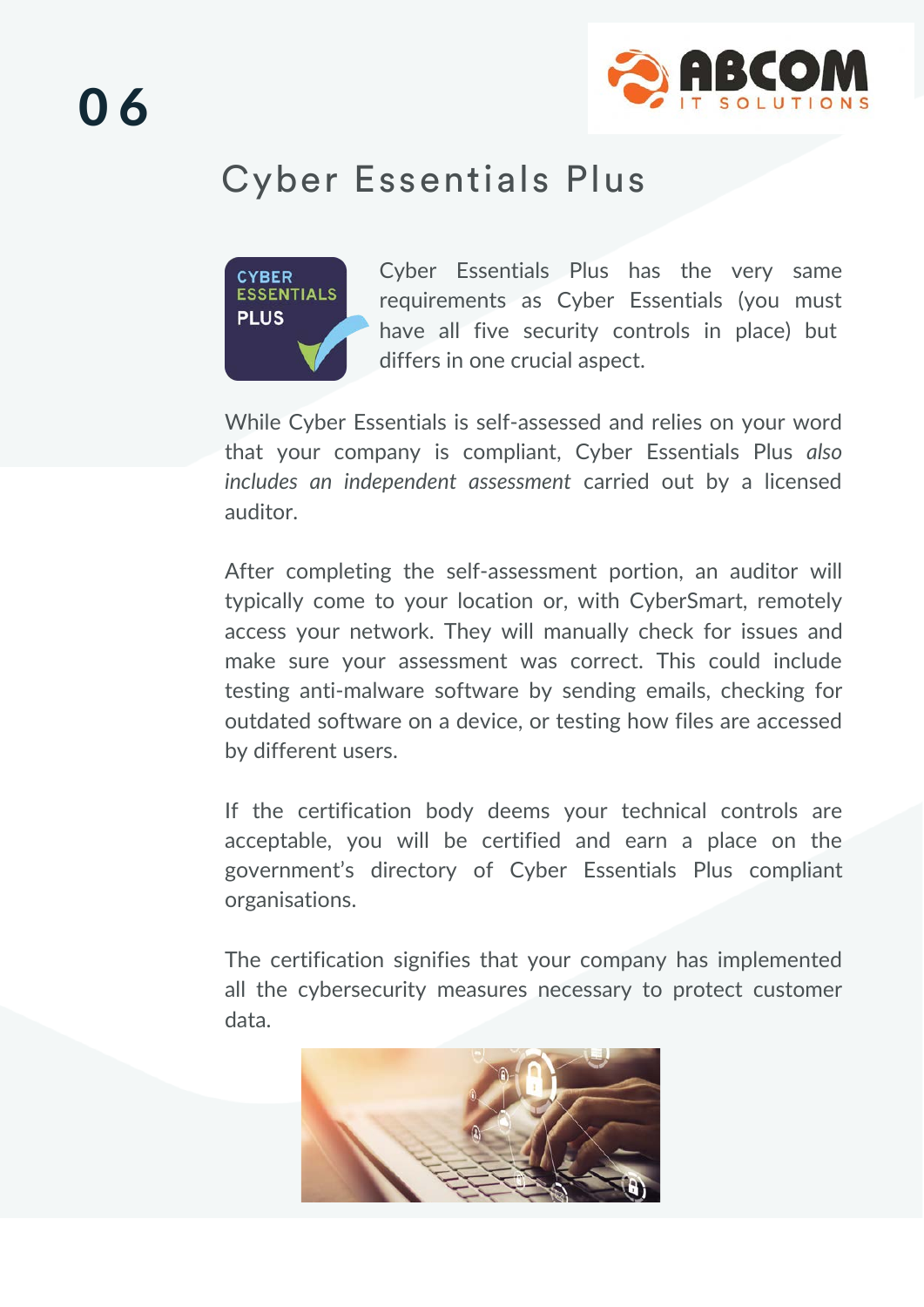# 06

## Cyber Essentials Plus

Cyber Essentials Plus has the very same requirements as Cyber Essentials (you must have all five security controls in place) but differs in one crucial aspect.

While Cyber Essentials is self-assessed and relies on your word that your company is compliant, Cyber Essentials Plus *also includes an independent assessment* carried out by a licensed auditor.

After completing the self-assessment portion, an auditor will typically come to your location or, with CyberSmart, remotely access your network. They will manually check for issues and make sure your assessment was correct. This could include testing anti-malware software by sending emails, checking for outdated software on a device, or testing how files are accessed by different users.

If the certification body deems your technical controls are acceptable, you will be certified and earn a place on the government's directory of Cyber Essentials Plus compliant organisations.

The certification signifies that your company has implemented all the cybersecurity measures necessary to protect customer data.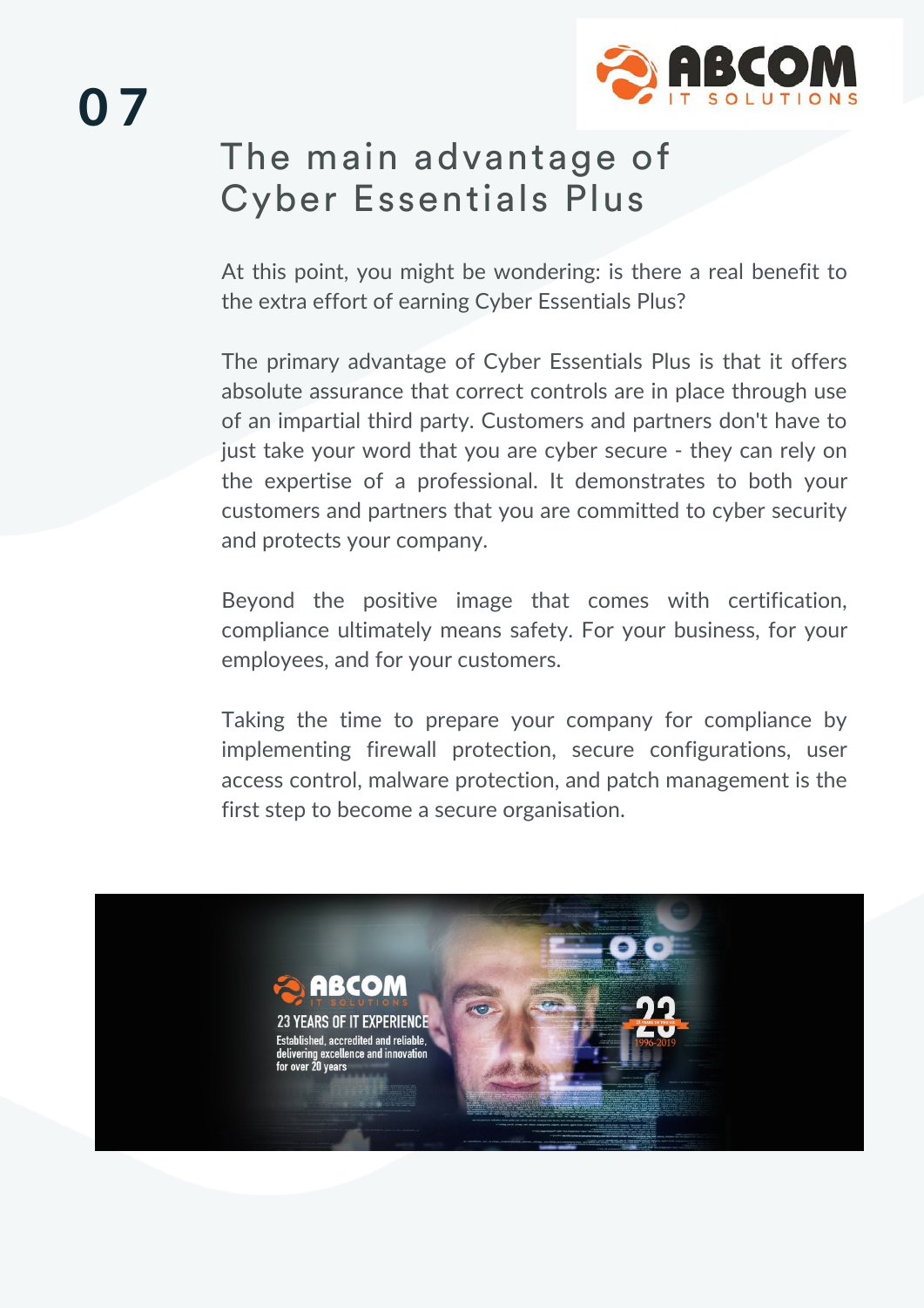07

# The main advantage of Cyber Essentials Plus

At this point, you might be wondering: is there a real benefit to the extra effort of earning Cyber Essentials Plus?

The primary advantage of Cyber Essentials Plus is that it offers absolute assurance that correct controls are in place through use of an impartial third party. Customers and partners don't have to just take your word that you are cyber secure - they can rely on the expertise of a professional. It demonstrates to both your customers and partners that you are committed to cyber security and protects your company.

Beyond the positive image that comes with certification, compliance ultimately means safety. For your business, for your employees, and for your customers.

Taking the time to prepare your company for compliance by implementing firewall protection, secure configurations, user access control, malware protection, and patch management is the first step to become a secure organisation.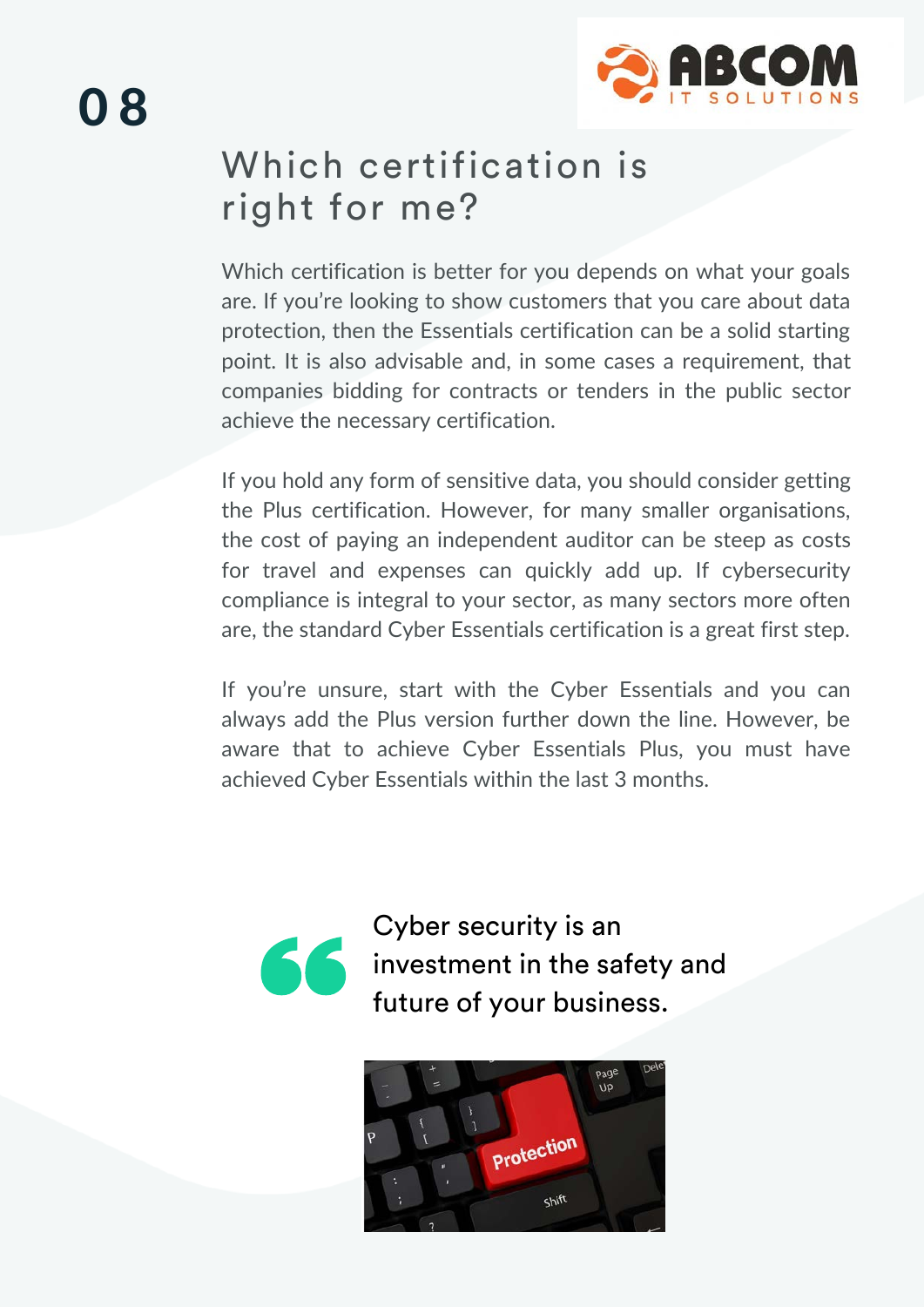# 08

## Which certification is right for me?

Which certification is better for you depends on what your goals are. If you're looking to show customers that you care about data protection, then the Essentials certification can be a solid starting point. It is also advisable and, in some cases a requirement, that companies bidding for contracts or tenders in the public sector achieve the necessary certification.

If you hold any form of sensitive data, you should consider getting the Plus certification. However, for many smaller organisations, the cost of paying an independent auditor can be steep as costs for travel and expenses can quickly add up. If cybersecurity compliance is integral to your sector, as many sectors more often are, the standard Cyber Essentials certification is a great first step.

If you're unsure, start with the Cyber Essentials and you can always add the Plus version further down the line. However, be aware that to achieve Cyber Essentials Plus, you must have achieved Cyber Essentials within the last 3 months.

> Cyber security is an investment in the safety and future of your business.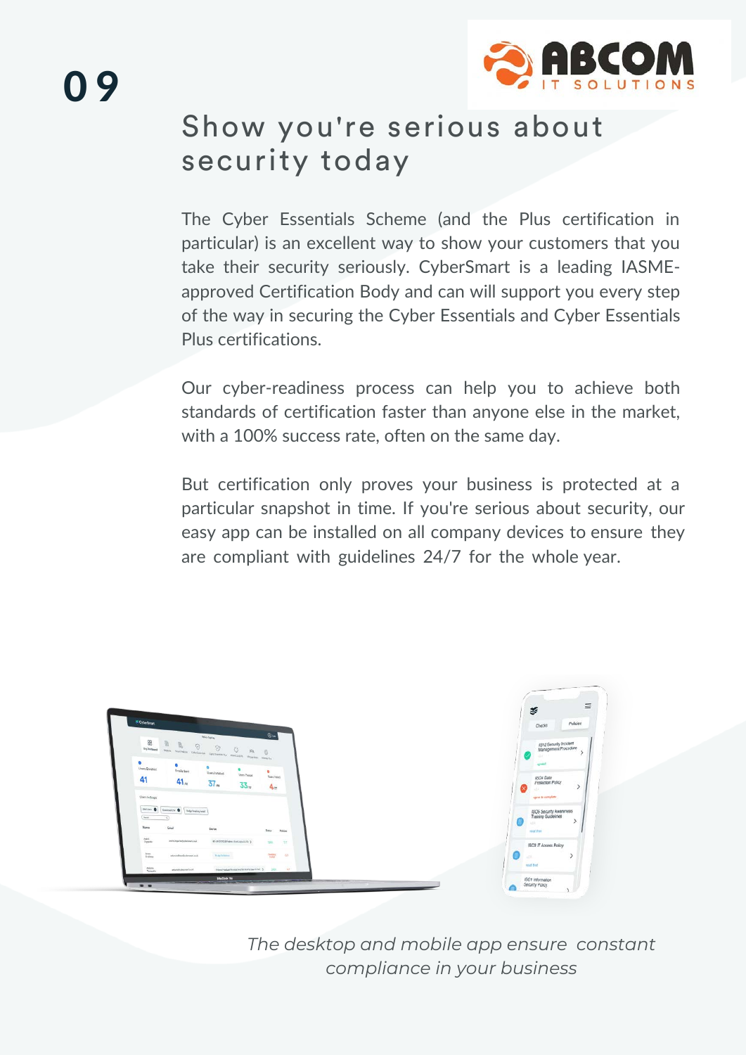## Show you're serious about security today

The Cyber Essentials Scheme (and the Plus certification in particular) is an excellent way to show your customers that you take their security seriously. CyberSmart is a leading IASME-approved Certification Body and can will support you every step of the way in securing the Cyber Essentials and Cyber Essentials Plus certifications.

Our cyber-readiness process can help you to achieve both standards of certification faster than anyone else in the market, with a 100% success rate, often on the same day.

But certification only proves your business is protected at a particular snapshot in time. If you're serious about security, our easy app can be installed on all company devices to ensure they are compliant with guidelines 24/7 for the whole year.

*The desktop and mobile app ensure constant compliance in your business*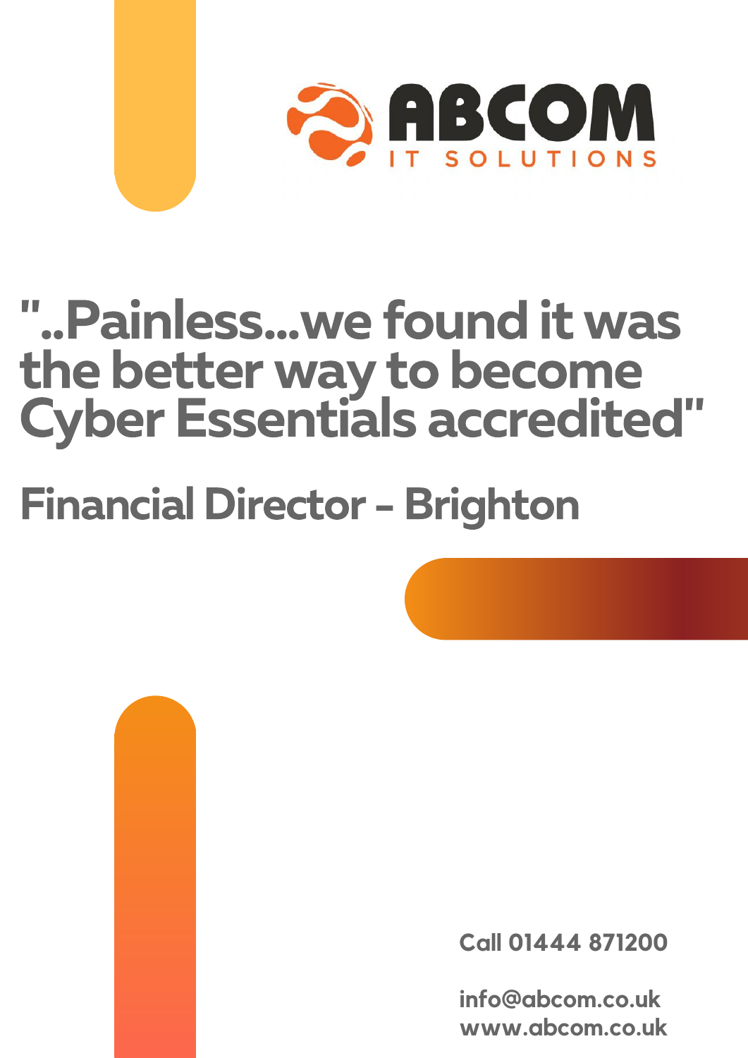ABCOM

IT SOLUTIONS

# "..Painless...we found it was the better way to become Cyber Essentials accredited"

## Financial Director - Brighton

**Call 01444 871200**

**info@abcom.co.uk**
**www.abcom.co.uk**